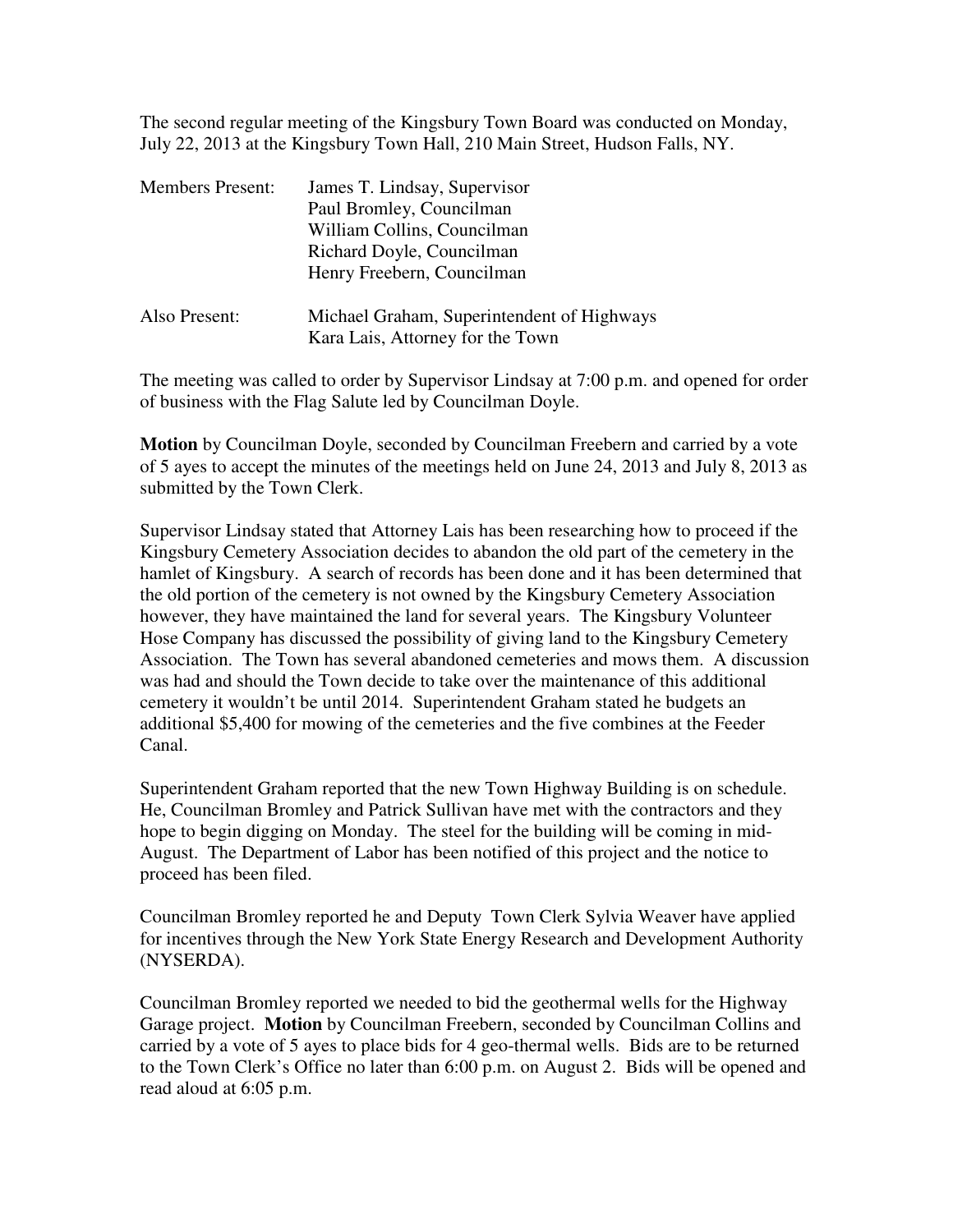The second regular meeting of the Kingsbury Town Board was conducted on Monday, July 22, 2013 at the Kingsbury Town Hall, 210 Main Street, Hudson Falls, NY.

| Members Present: | James T. Lindsay, Supervisor |
|---|---|
| | Paul Bromley, Councilman |
| | William Collins, Councilman |
| | Richard Doyle, Councilman |
| | Henry Freebern, Councilman |
| Also Present: | Michael Graham, Superintendent of Highways |
| | Kara Lais, Attorney for the Town |

The meeting was called to order by Supervisor Lindsay at 7:00 p.m. and opened for order of business with the Flag Salute led by Councilman Doyle.

**Motion** by Councilman Doyle, seconded by Councilman Freebern and carried by a vote of 5 ayes to accept the minutes of the meetings held on June 24, 2013 and July 8, 2013 as submitted by the Town Clerk.

Supervisor Lindsay stated that Attorney Lais has been researching how to proceed if the Kingsbury Cemetery Association decides to abandon the old part of the cemetery in the hamlet of Kingsbury. A search of records has been done and it has been determined that the old portion of the cemetery is not owned by the Kingsbury Cemetery Association however, they have maintained the land for several years. The Kingsbury Volunteer Hose Company has discussed the possibility of giving land to the Kingsbury Cemetery Association. The Town has several abandoned cemeteries and mows them. A discussion was had and should the Town decide to take over the maintenance of this additional cemetery it wouldn't be until 2014. Superintendent Graham stated he budgets an additional $5,400 for mowing of the cemeteries and the five combines at the Feeder Canal.

Superintendent Graham reported that the new Town Highway Building is on schedule. He, Councilman Bromley and Patrick Sullivan have met with the contractors and they hope to begin digging on Monday. The steel for the building will be coming in mid-August. The Department of Labor has been notified of this project and the notice to proceed has been filed.

Councilman Bromley reported he and Deputy Town Clerk Sylvia Weaver have applied for incentives through the New York State Energy Research and Development Authority (NYSERDA).

Councilman Bromley reported we needed to bid the geothermal wells for the Highway Garage project. **Motion** by Councilman Freebern, seconded by Councilman Collins and carried by a vote of 5 ayes to place bids for 4 geo-thermal wells. Bids are to be returned to the Town Clerk's Office no later than 6:00 p.m. on August 2. Bids will be opened and read aloud at 6:05 p.m.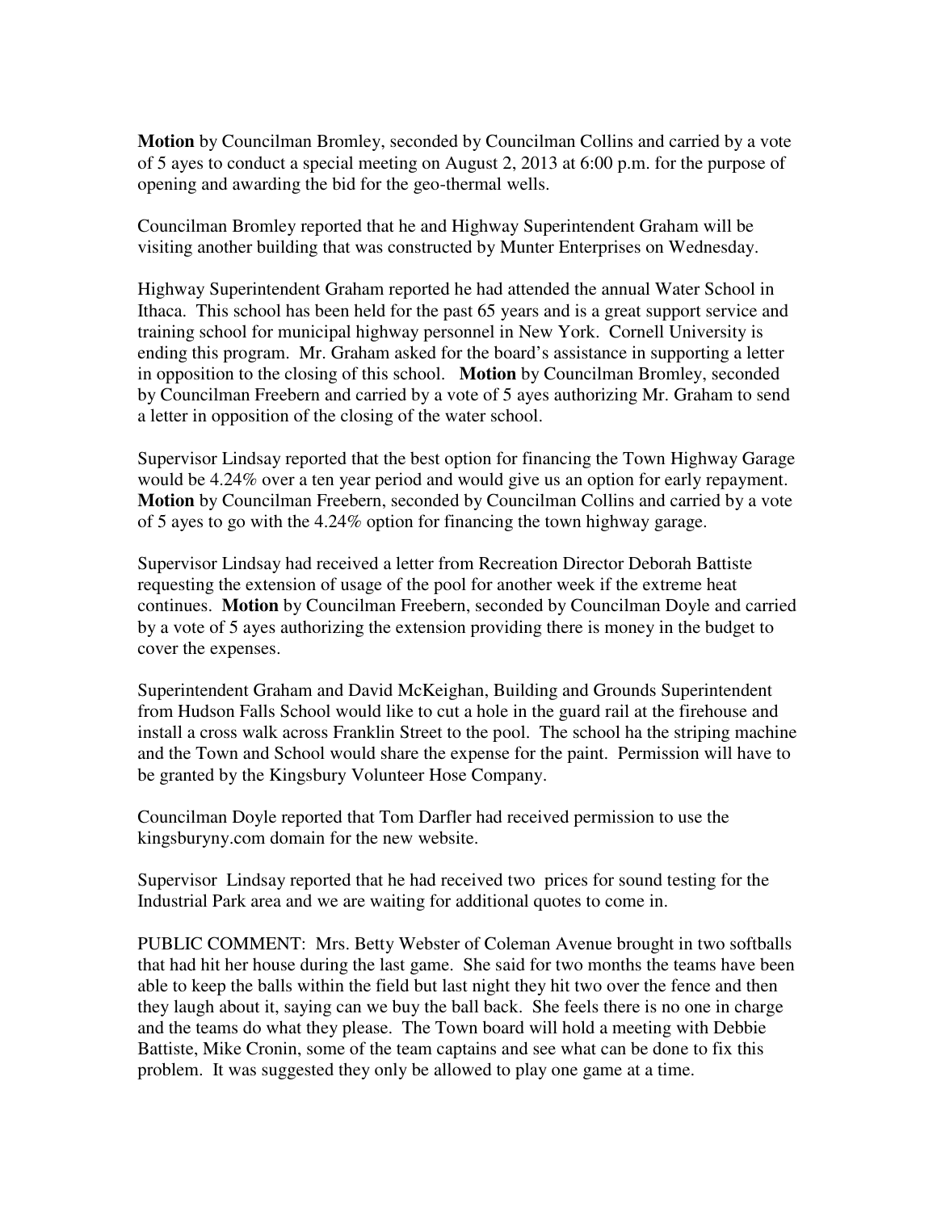**Motion** by Councilman Bromley, seconded by Councilman Collins and carried by a vote of 5 ayes to conduct a special meeting on August 2, 2013 at 6:00 p.m. for the purpose of opening and awarding the bid for the geo-thermal wells.

Councilman Bromley reported that he and Highway Superintendent Graham will be visiting another building that was constructed by Munter Enterprises on Wednesday.

Highway Superintendent Graham reported he had attended the annual Water School in Ithaca. This school has been held for the past 65 years and is a great support service and training school for municipal highway personnel in New York. Cornell University is ending this program. Mr. Graham asked for the board's assistance in supporting a letter in opposition to the closing of this school. **Motion** by Councilman Bromley, seconded by Councilman Freebern and carried by a vote of 5 ayes authorizing Mr. Graham to send a letter in opposition of the closing of the water school.

Supervisor Lindsay reported that the best option for financing the Town Highway Garage would be 4.24% over a ten year period and would give us an option for early repayment. **Motion** by Councilman Freebern, seconded by Councilman Collins and carried by a vote of 5 ayes to go with the 4.24% option for financing the town highway garage.

Supervisor Lindsay had received a letter from Recreation Director Deborah Battiste requesting the extension of usage of the pool for another week if the extreme heat continues. **Motion** by Councilman Freebern, seconded by Councilman Doyle and carried by a vote of 5 ayes authorizing the extension providing there is money in the budget to cover the expenses.

Superintendent Graham and David McKeighan, Building and Grounds Superintendent from Hudson Falls School would like to cut a hole in the guard rail at the firehouse and install a cross walk across Franklin Street to the pool. The school ha the striping machine and the Town and School would share the expense for the paint. Permission will have to be granted by the Kingsbury Volunteer Hose Company.

Councilman Doyle reported that Tom Darfler had received permission to use the kingsburyny.com domain for the new website.

Supervisor Lindsay reported that he had received two prices for sound testing for the Industrial Park area and we are waiting for additional quotes to come in.

PUBLIC COMMENT: Mrs. Betty Webster of Coleman Avenue brought in two softballs that had hit her house during the last game. She said for two months the teams have been able to keep the balls within the field but last night they hit two over the fence and then they laugh about it, saying can we buy the ball back. She feels there is no one in charge and the teams do what they please. The Town board will hold a meeting with Debbie Battiste, Mike Cronin, some of the team captains and see what can be done to fix this problem. It was suggested they only be allowed to play one game at a time.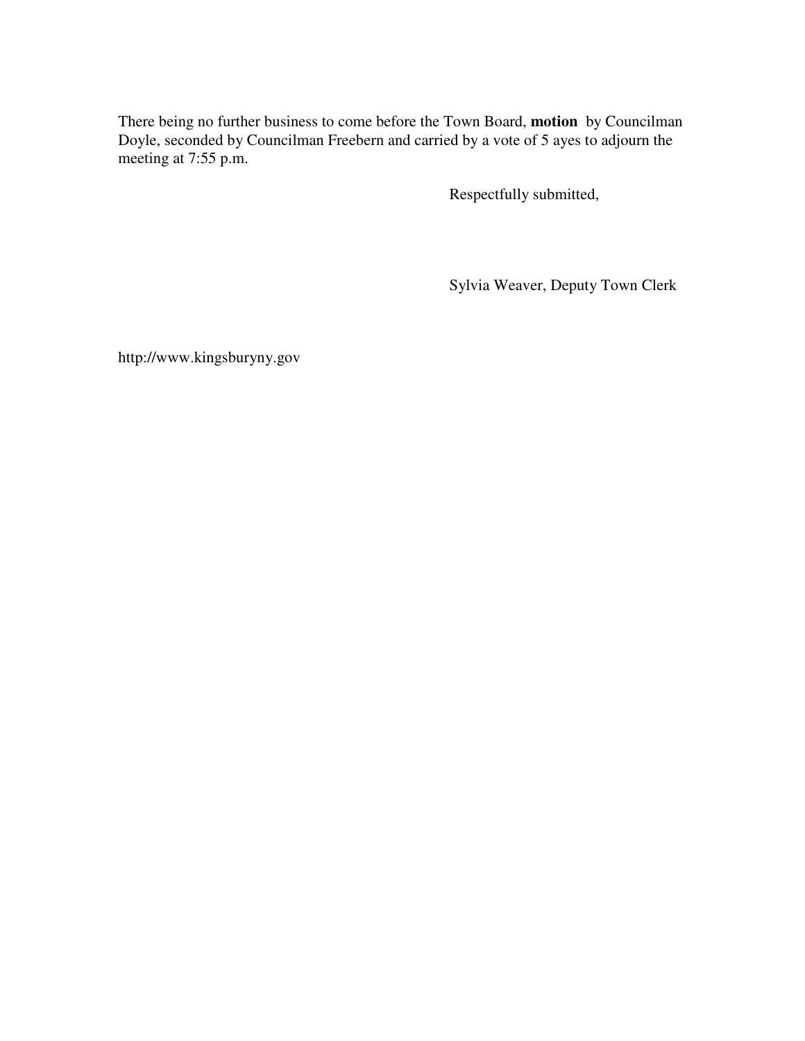There being no further business to come before the Town Board, **motion** by Councilman Doyle, seconded by Councilman Freebern and carried by a vote of 5 ayes to adjourn the meeting at 7:55 p.m.

Respectfully submitted,

Sylvia Weaver, Deputy Town Clerk

http://www.kingsburyny.gov